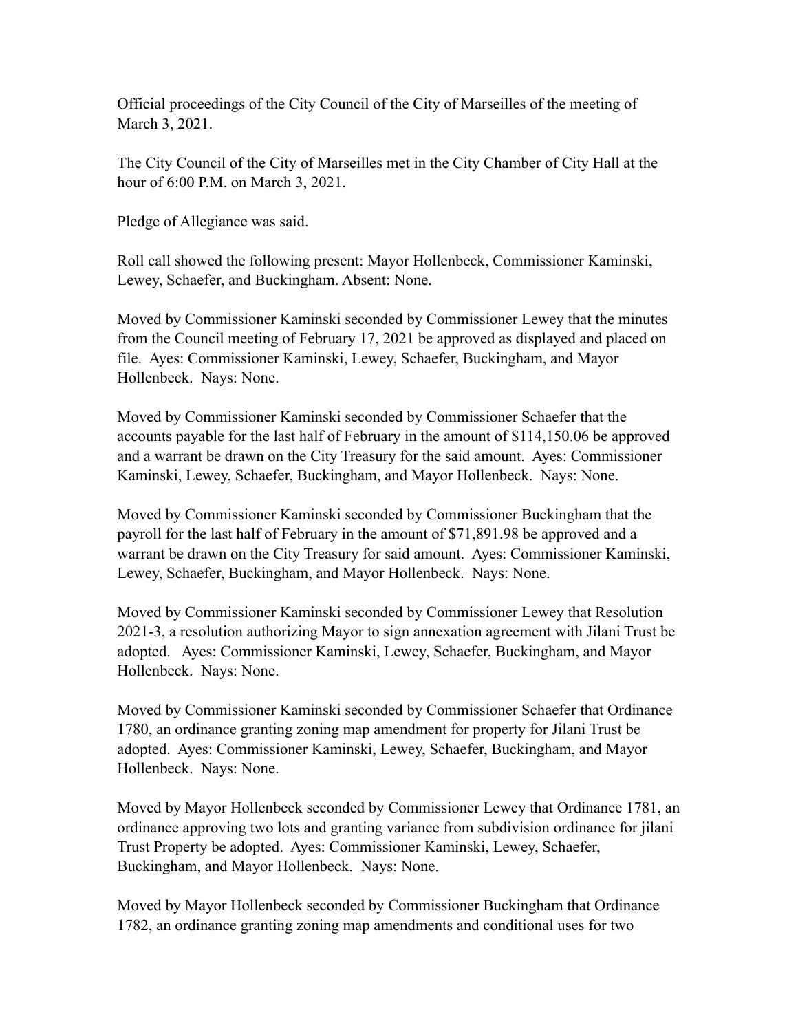Official proceedings of the City Council of the City of Marseilles of the meeting of March 3, 2021.

The City Council of the City of Marseilles met in the City Chamber of City Hall at the hour of 6:00 P.M. on March 3, 2021.

Pledge of Allegiance was said.

Roll call showed the following present: Mayor Hollenbeck, Commissioner Kaminski, Lewey, Schaefer, and Buckingham. Absent: None.

Moved by Commissioner Kaminski seconded by Commissioner Lewey that the minutes from the Council meeting of February 17, 2021 be approved as displayed and placed on file. Ayes: Commissioner Kaminski, Lewey, Schaefer, Buckingham, and Mayor Hollenbeck. Nays: None.

Moved by Commissioner Kaminski seconded by Commissioner Schaefer that the accounts payable for the last half of February in the amount of $114,150.06 be approved and a warrant be drawn on the City Treasury for the said amount. Ayes: Commissioner Kaminski, Lewey, Schaefer, Buckingham, and Mayor Hollenbeck. Nays: None.

Moved by Commissioner Kaminski seconded by Commissioner Buckingham that the payroll for the last half of February in the amount of $71,891.98 be approved and a warrant be drawn on the City Treasury for said amount. Ayes: Commissioner Kaminski, Lewey, Schaefer, Buckingham, and Mayor Hollenbeck. Nays: None.

Moved by Commissioner Kaminski seconded by Commissioner Lewey that Resolution 2021-3, a resolution authorizing Mayor to sign annexation agreement with Jilani Trust be adopted. Ayes: Commissioner Kaminski, Lewey, Schaefer, Buckingham, and Mayor Hollenbeck. Nays: None.

Moved by Commissioner Kaminski seconded by Commissioner Schaefer that Ordinance 1780, an ordinance granting zoning map amendment for property for Jilani Trust be adopted. Ayes: Commissioner Kaminski, Lewey, Schaefer, Buckingham, and Mayor Hollenbeck. Nays: None.

Moved by Mayor Hollenbeck seconded by Commissioner Lewey that Ordinance 1781, an ordinance approving two lots and granting variance from subdivision ordinance for jilani Trust Property be adopted. Ayes: Commissioner Kaminski, Lewey, Schaefer, Buckingham, and Mayor Hollenbeck. Nays: None.

Moved by Mayor Hollenbeck seconded by Commissioner Buckingham that Ordinance 1782, an ordinance granting zoning map amendments and conditional uses for two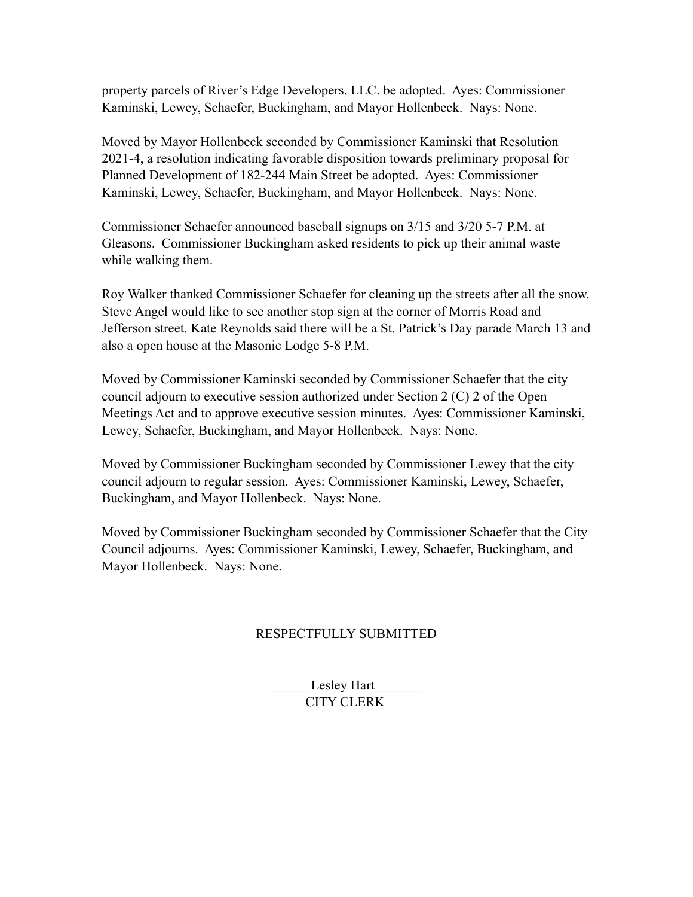property parcels of River's Edge Developers, LLC. be adopted. Ayes: Commissioner Kaminski, Lewey, Schaefer, Buckingham, and Mayor Hollenbeck. Nays: None.

Moved by Mayor Hollenbeck seconded by Commissioner Kaminski that Resolution 2021-4, a resolution indicating favorable disposition towards preliminary proposal for Planned Development of 182-244 Main Street be adopted. Ayes: Commissioner Kaminski, Lewey, Schaefer, Buckingham, and Mayor Hollenbeck. Nays: None.

Commissioner Schaefer announced baseball signups on 3/15 and 3/20 5-7 P.M. at Gleasons. Commissioner Buckingham asked residents to pick up their animal waste while walking them.

Roy Walker thanked Commissioner Schaefer for cleaning up the streets after all the snow. Steve Angel would like to see another stop sign at the corner of Morris Road and Jefferson street. Kate Reynolds said there will be a St. Patrick's Day parade March 13 and also a open house at the Masonic Lodge 5-8 P.M.

Moved by Commissioner Kaminski seconded by Commissioner Schaefer that the city council adjourn to executive session authorized under Section 2 (C) 2 of the Open Meetings Act and to approve executive session minutes. Ayes: Commissioner Kaminski, Lewey, Schaefer, Buckingham, and Mayor Hollenbeck. Nays: None.

Moved by Commissioner Buckingham seconded by Commissioner Lewey that the city council adjourn to regular session. Ayes: Commissioner Kaminski, Lewey, Schaefer, Buckingham, and Mayor Hollenbeck. Nays: None.

Moved by Commissioner Buckingham seconded by Commissioner Schaefer that the City Council adjourns. Ayes: Commissioner Kaminski, Lewey, Schaefer, Buckingham, and Mayor Hollenbeck. Nays: None.

RESPECTFULLY SUBMITTED

______Lesley Hart_______
CITY CLERK